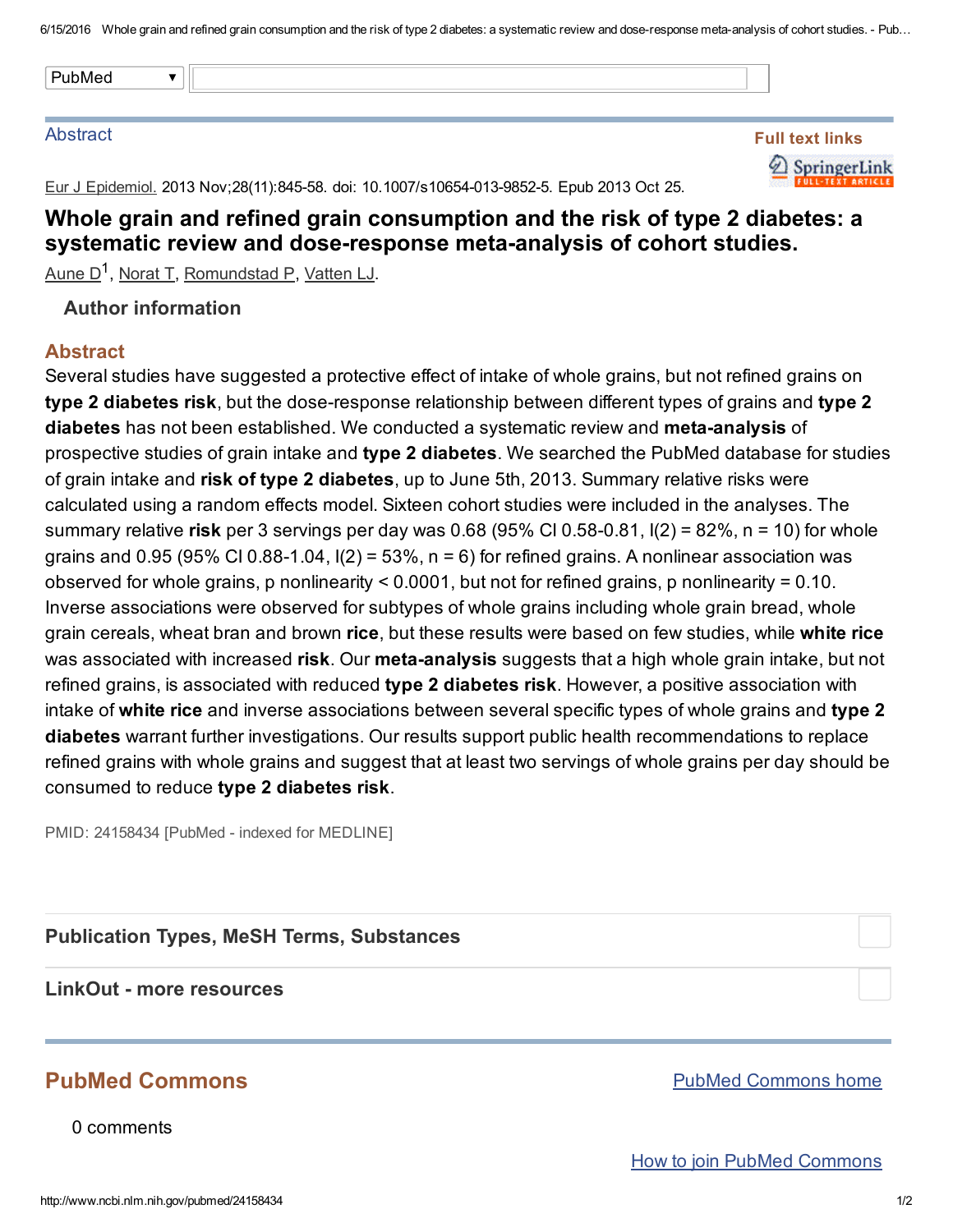Abstract

Eur J Epidemiol. 2013 Nov;28(11):845-58. doi: 10.1007/s10654-013-9852-5. Epub 2013 Oct 25.

# Whole grain and refined grain consumption and the risk of type 2 diabetes: a systematic review and dose-response meta-analysis of cohort studies.

Aune D[1], Norat T, Romundstad P, Vatten LJ.

**Author information**

## Abstract

Several studies have suggested a protective effect of intake of whole grains, but not refined grains on **type 2 diabetes risk**, but the dose-response relationship between different types of grains and **type 2 diabetes** has not been established. We conducted a systematic review and **meta-analysis** of prospective studies of grain intake and **type 2 diabetes**. We searched the PubMed database for studies of grain intake and **risk of type 2 diabetes**, up to June 5th, 2013. Summary relative risks were calculated using a random effects model. Sixteen cohort studies were included in the analyses. The summary relative **risk** per 3 servings per day was 0.68 (95% CI 0.58-0.81, $I(2) = 82\%$, $n = 10$) for whole grains and 0.95 (95% CI 0.88-1.04, $I(2) = 53\%$, $n = 6$) for refined grains. A nonlinear association was observed for whole grains, p nonlinearity $< 0.0001$, but not for refined grains, p nonlinearity $= 0.10$. Inverse associations were observed for subtypes of whole grains including whole grain bread, whole grain cereals, wheat bran and brown **rice**, but these results were based on few studies, while **white rice** was associated with increased **risk**. Our **meta-analysis** suggests that a high whole grain intake, but not refined grains, is associated with reduced **type 2 diabetes risk**. However, a positive association with intake of **white rice** and inverse associations between several specific types of whole grains and **type 2 diabetes** warrant further investigations. Our results support public health recommendations to replace refined grains with whole grains and suggest that at least two servings of whole grains per day should be consumed to reduce **type 2 diabetes risk**.

PMID: 24158434 [PubMed - indexed for MEDLINE]

**Publication Types, MeSH Terms, Substances**

**LinkOut - more resources**

## PubMed Commons

PubMed Commons home

0 comments

How to join PubMed Commons